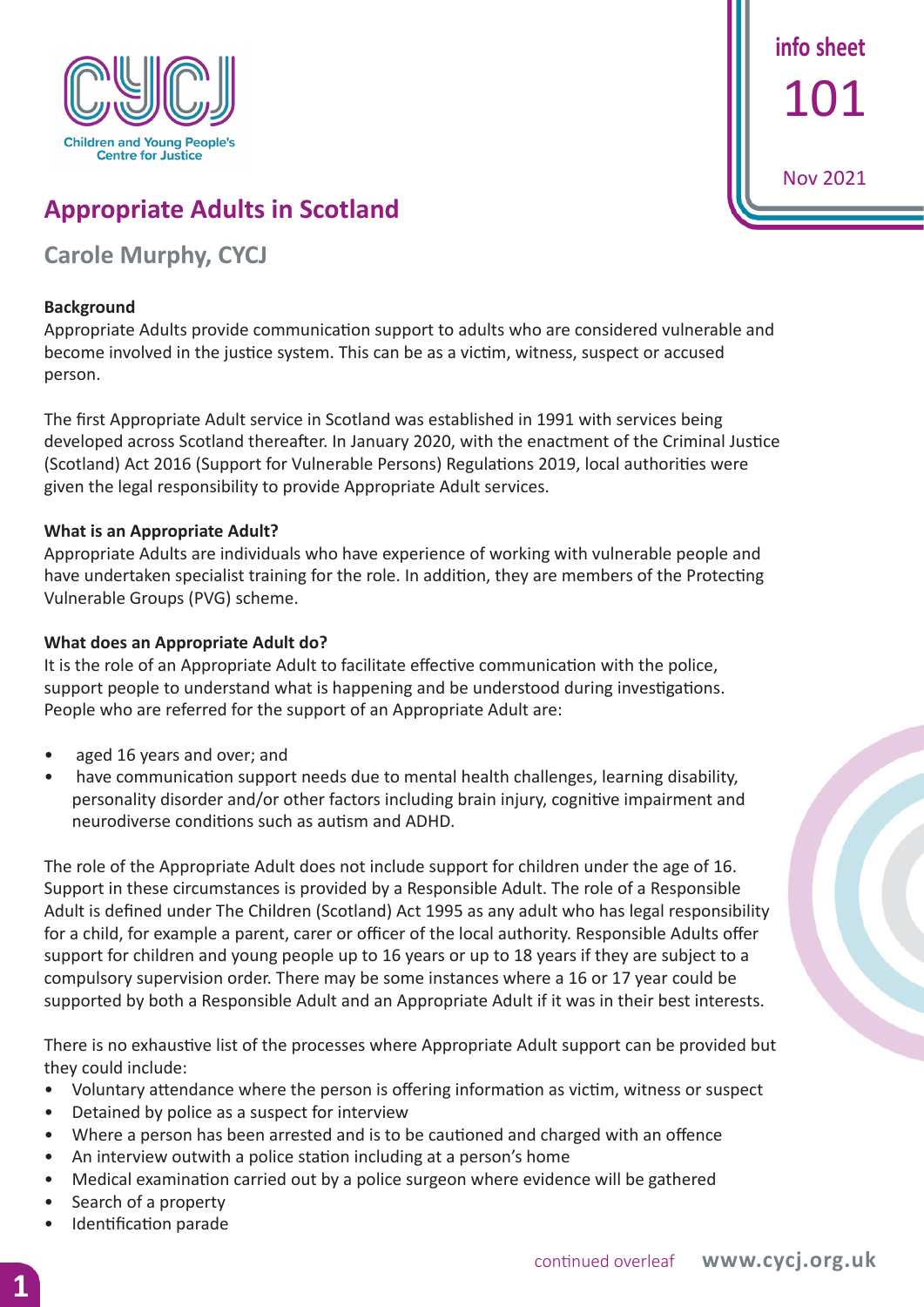# Appropriate Adults in Scotland

## Carole Murphy, CYCJ

info sheet 101

Nov 2021

### Background

Appropriate Adults provide communication support to adults who are considered vulnerable and become involved in the justice system. This can be as a victim, witness, suspect or accused person.

The first Appropriate Adult service in Scotland was established in 1991 with services being developed across Scotland thereafter. In January 2020, with the enactment of the Criminal Justice (Scotland) Act 2016 (Support for Vulnerable Persons) Regulations 2019, local authorities were given the legal responsibility to provide Appropriate Adult services.

### What is an Appropriate Adult?

Appropriate Adults are individuals who have experience of working with vulnerable people and have undertaken specialist training for the role. In addition, they are members of the Protecting Vulnerable Groups (PVG) scheme.

### What does an Appropriate Adult do?

It is the role of an Appropriate Adult to facilitate effective communication with the police, support people to understand what is happening and be understood during investigations. People who are referred for the support of an Appropriate Adult are:

- aged 16 years and over; and
- have communication support needs due to mental health challenges, learning disability, personality disorder and/or other factors including brain injury, cognitive impairment and neurodiverse conditions such as autism and ADHD.

The role of the Appropriate Adult does not include support for children under the age of 16. Support in these circumstances is provided by a Responsible Adult. The role of a Responsible Adult is defined under The Children (Scotland) Act 1995 as any adult who has legal responsibility for a child, for example a parent, carer or officer of the local authority. Responsible Adults offer support for children and young people up to 16 years or up to 18 years if they are subject to a compulsory supervision order. There may be some instances where a 16 or 17 year could be supported by both a Responsible Adult and an Appropriate Adult if it was in their best interests.

There is no exhaustive list of the processes where Appropriate Adult support can be provided but they could include:

- Voluntary attendance where the person is offering information as victim, witness or suspect
- Detained by police as a suspect for interview
- Where a person has been arrested and is to be cautioned and charged with an offence
- An interview outwith a police station including at a person's home
- Medical examination carried out by a police surgeon where evidence will be gathered
- Search of a property
- Identification parade

continued overleaf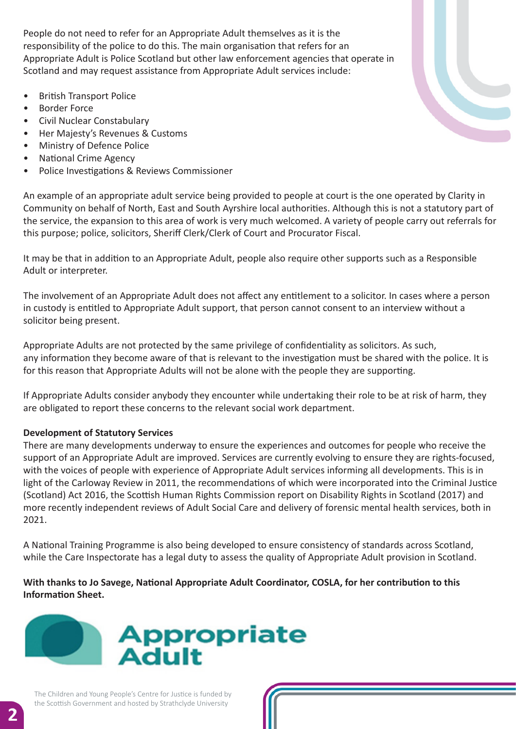People do not need to refer for an Appropriate Adult themselves as it is the responsibility of the police to do this. The main organisation that refers for an Appropriate Adult is Police Scotland but other law enforcement agencies that operate in Scotland and may request assistance from Appropriate Adult services include:

- British Transport Police
- Border Force
- Civil Nuclear Constabulary
- Her Majesty's Revenues & Customs
- Ministry of Defence Police
- National Crime Agency
- Police Investigations & Reviews Commissioner

An example of an appropriate adult service being provided to people at court is the one operated by Clarity in Community on behalf of North, East and South Ayrshire local authorities. Although this is not a statutory part of the service, the expansion to this area of work is very much welcomed. A variety of people carry out referrals for this purpose; police, solicitors, Sheriff Clerk/Clerk of Court and Procurator Fiscal.

It may be that in addition to an Appropriate Adult, people also require other supports such as a Responsible Adult or interpreter.

The involvement of an Appropriate Adult does not affect any entitlement to a solicitor. In cases where a person in custody is entitled to Appropriate Adult support, that person cannot consent to an interview without a solicitor being present.

Appropriate Adults are not protected by the same privilege of confidentiality as solicitors. As such, any information they become aware of that is relevant to the investigation must be shared with the police. It is for this reason that Appropriate Adults will not be alone with the people they are supporting.

If Appropriate Adults consider anybody they encounter while undertaking their role to be at risk of harm, they are obligated to report these concerns to the relevant social work department.

**Development of Statutory Services**

There are many developments underway to ensure the experiences and outcomes for people who receive the support of an Appropriate Adult are improved. Services are currently evolving to ensure they are rights-focused, with the voices of people with experience of Appropriate Adult services informing all developments. This is in light of the Carloway Review in 2011, the recommendations of which were incorporated into the Criminal Justice (Scotland) Act 2016, the Scottish Human Rights Commission report on Disability Rights in Scotland (2017) and more recently independent reviews of Adult Social Care and delivery of forensic mental health services, both in 2021.

A National Training Programme is also being developed to ensure consistency of standards across Scotland, while the Care Inspectorate has a legal duty to assess the quality of Appropriate Adult provision in Scotland.

**With thanks to Jo Savege, National Appropriate Adult Coordinator, COSLA, for her contribution to this Information Sheet.**

Appropriate Adult

The Children and Young People's Centre for Justice is funded by the Scottish Government and hosted by Strathclyde University